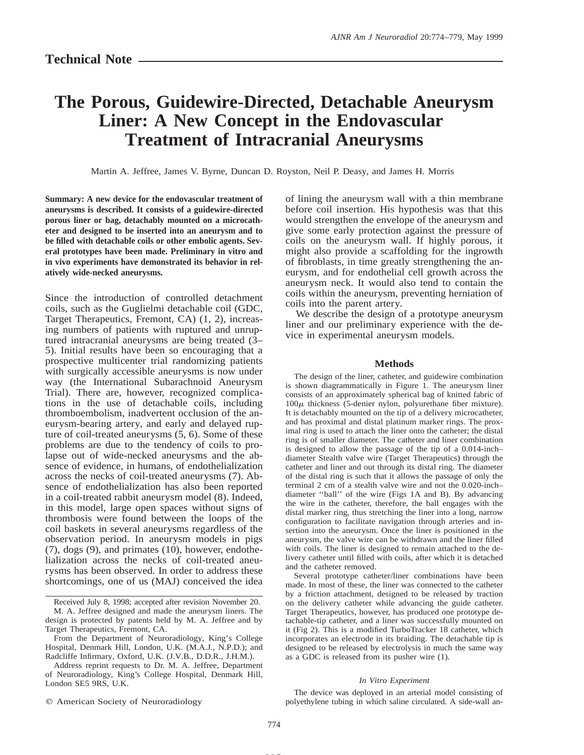## Technical Note

# The Porous, Guidewire-Directed, Detachable Aneurysm Liner: A New Concept in the Endovascular Treatment of Intracranial Aneurysms

Martin A. Jeffree, James V. Byrne, Duncan D. Royston, Neil P. Deasy, and James H. Morris

**Summary: A new device for the endovascular treatment of aneurysms is described. It consists of a guidewire-directed porous liner or bag, detachably mounted on a microcatheter and designed to be inserted into an aneurysm and to be filled with detachable coils or other embolic agents. Several prototypes have been made. Preliminary in vitro and in vivo experiments have demonstrated its behavior in relatively wide-necked aneurysms.**

Since the introduction of controlled detachment coils, such as the Guglielmi detachable coil (GDC, Target Therapeutics, Fremont, CA) (1, 2), increasing numbers of patients with ruptured and unruptured intracranial aneurysms are being treated (3–5). Initial results have been so encouraging that a prospective multicenter trial randomizing patients with surgically accessible aneurysms is now under way (the International Subarachnoid Aneurysm Trial). There are, however, recognized complications in the use of detachable coils, including thromboembolism, inadvertent occlusion of the aneurysm-bearing artery, and early and delayed rupture of coil-treated aneurysms (5, 6). Some of these problems are due to the tendency of coils to prolapse out of wide-necked aneurysms and the absence of evidence, in humans, of endothelialization across the necks of coil-treated aneurysms (7). Absence of endothelialization has also been reported in a coil-treated rabbit aneurysm model (8). Indeed, in this model, large open spaces without signs of thrombosis were found between the loops of the coil baskets in several aneurysms regardless of the observation period. In aneurysm models in pigs (7), dogs (9), and primates (10), however, endothelialization across the necks of coil-treated aneurysms has been observed. In order to address these shortcomings, one of us (MAJ) conceived the idea of lining the aneurysm wall with a thin membrane before coil insertion. His hypothesis was that this would strengthen the envelope of the aneurysm and give some early protection against the pressure of coils on the aneurysm wall. If highly porous, it might also provide a scaffolding for the ingrowth of fibroblasts, in time greatly strengthening the aneurysm, and for endothelial cell growth across the aneurysm neck. It would also tend to contain the coils within the aneurysm, preventing herniation of coils into the parent artery.

We describe the design of a prototype aneurysm liner and our preliminary experience with the device in experimental aneurysm models.

## Methods

The design of the liner, catheter, and guidewire combination is shown diagrammatically in Figure 1. The aneurysm liner consists of an approximately spherical bag of knitted fabric of $100\mu$ thickness (5-denier nylon, polyurethane fiber mixture). It is detachably mounted on the tip of a delivery microcatheter, and has proximal and distal platinum marker rings. The proximal ring is used to attach the liner onto the catheter; the distal ring is of smaller diameter. The catheter and liner combination is designed to allow the passage of the tip of a 0.014-inch–diameter Stealth valve wire (Target Therapeutics) through the catheter and liner and out through its distal ring. The diameter of the distal ring is such that it allows the passage of only the terminal 2 cm of a stealth valve wire and not the 0.020-inch–diameter ''ball'' of the wire (Figs 1A and B). By advancing the wire in the catheter, therefore, the ball engages with the distal marker ring, thus stretching the liner into a long, narrow configuration to facilitate navigation through arteries and insertion into the aneurysm. Once the liner is positioned in the aneurysm, the valve wire can be withdrawn and the liner filled with coils. The liner is designed to remain attached to the delivery catheter until filled with coils, after which it is detached and the catheter removed.

Several prototype catheter/liner combinations have been made. In most of these, the liner was connected to the catheter by a friction attachment, designed to be released by traction on the delivery catheter while advancing the guide catheter. Target Therapeutics, however, has produced one prototype detachable-tip catheter, and a liner was successfully mounted on it (Fig 2). This is a modified TurboTracker 18 catheter, which incorporates an electrode in its braiding. The detachable tip is designed to be released by electrolysis in much the same way as a GDC is released from its pusher wire (1).

### In Vitro Experiment

The device was deployed in an arterial model consisting of polyethylene tubing in which saline circulated. A side-wall an-

Received July 8, 1998; accepted after revision November 20.

M. A. Jeffree designed and made the aneurysm liners. The design is protected by patents held by M. A. Jeffree and by Target Therapeutics, Fremont, CA.

From the Department of Neuroradiology, King's College Hospital, Denmark Hill, London, U.K. (M.A.J., N.P.D.); and Radcliffe Infirmary, Oxford, U.K. (J.V.B., D.D.R., J.H.M.).

Address reprint requests to Dr. M. A. Jeffree, Department of Neuroradiology, King's College Hospital, Denmark Hill, London SE5 9RS, U.K.

© American Society of Neuroradiology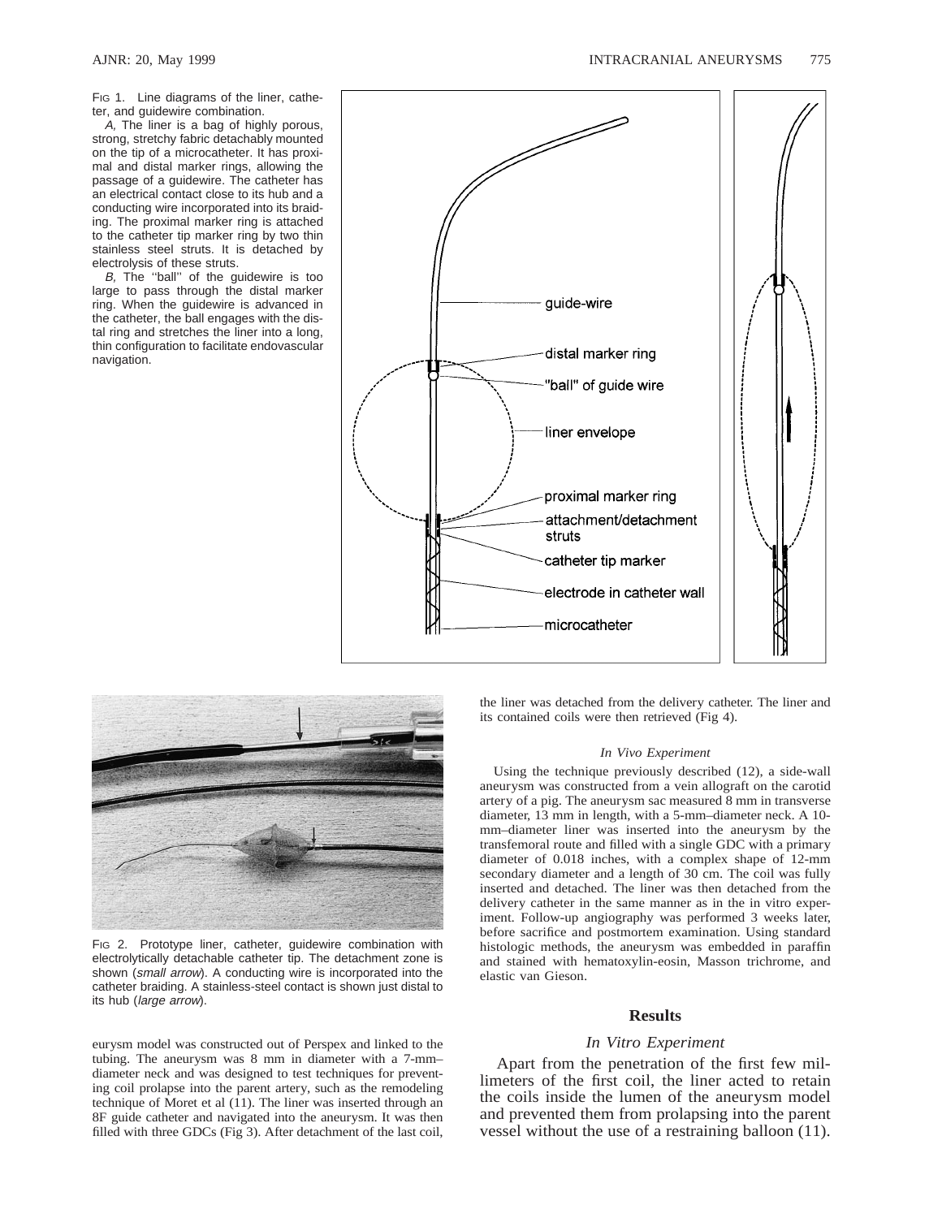FIG 1. Line diagrams of the liner, catheter, and guidewire combination.

*A,* The liner is a bag of highly porous, strong, stretchy fabric detachably mounted on the tip of a microcatheter. It has proximal and distal marker rings, allowing the passage of a guidewire. The catheter has an electrical contact close to its hub and a conducting wire incorporated into its braiding. The proximal marker ring is attached to the catheter tip marker ring by two thin stainless steel struts. It is detached by electrolysis of these struts.

*B,* The "ball" of the guidewire is too large to pass through the distal marker ring. When the guidewire is advanced in the catheter, the ball engages with the distal ring and stretches the liner into a long, thin configuration to facilitate endovascular navigation.

FIG 2. Prototype liner, catheter, guidewire combination with electrolytically detachable catheter tip. The detachment zone is shown (*small arrow*). A conducting wire is incorporated into the catheter braiding. A stainless-steel contact is shown just distal to its hub (*large arrow*).

eurysm model was constructed out of Perspex and linked to the tubing. The aneurysm was 8 mm in diameter with a 7-mm–diameter neck and was designed to test techniques for preventing coil prolapse into the parent artery, such as the remodeling technique of Moret et al (11). The liner was inserted through an 8F guide catheter and navigated into the aneurysm. It was then filled with three GDCs (Fig 3). After detachment of the last coil, the liner was detached from the delivery catheter. The liner and its contained coils were then retrieved (Fig 4).

### *In Vivo Experiment*

Using the technique previously described (12), a side-wall aneurysm was constructed from a vein allograft on the carotid artery of a pig. The aneurysm sac measured 8 mm in transverse diameter, 13 mm in length, with a 5-mm–diameter neck. A 10-mm–diameter liner was inserted into the aneurysm by the transfemoral route and filled with a single GDC with a primary diameter of 0.018 inches, with a complex shape of 12-mm secondary diameter and a length of 30 cm. The coil was fully inserted and detached. The liner was then detached from the delivery catheter in the same manner as in the in vitro experiment. Follow-up angiography was performed 3 weeks later, before sacrifice and postmortem examination. Using standard histologic methods, the aneurysm was embedded in paraffin and stained with hematoxylin-eosin, Masson trichrome, and elastic van Gieson.

## Results

### *In Vitro Experiment*

Apart from the penetration of the first few millimeters of the first coil, the liner acted to retain the coils inside the lumen of the aneurysm model and prevented them from prolapsing into the parent vessel without the use of a restraining balloon (11).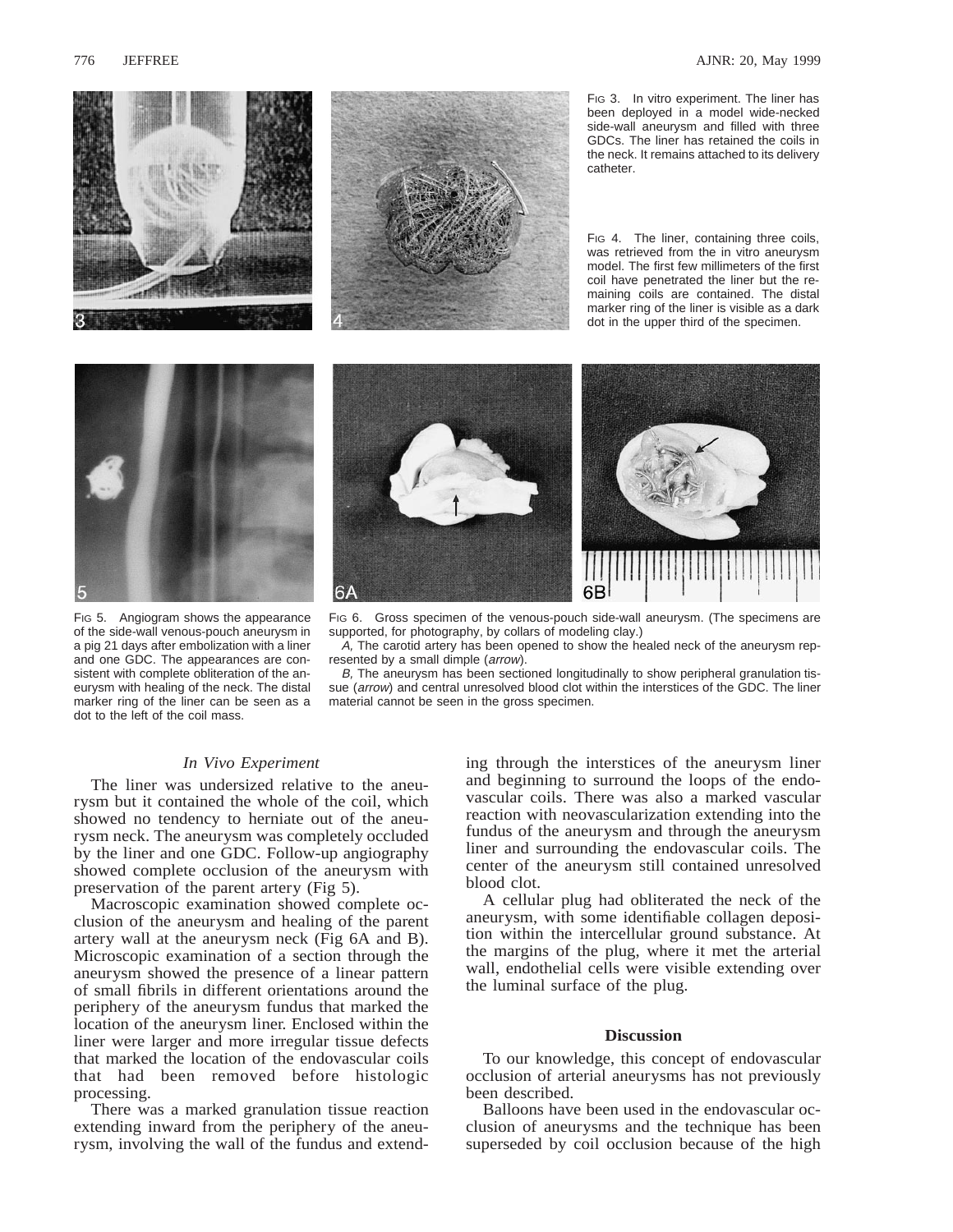Fig 3. In vitro experiment. The liner has been deployed in a model wide-necked side-wall aneurysm and filled with three GDCs. The liner has retained the coils in the neck. It remains attached to its delivery catheter.

Fig 4. The liner, containing three coils, was retrieved from the in vitro aneurysm model. The first few millimeters of the first coil have penetrated the liner but the remaining coils are contained. The distal marker ring of the liner is visible as a dark dot in the upper third of the specimen.

Fig 5. Angiogram shows the appearance of the side-wall venous-pouch aneurysm in a pig 21 days after embolization with a liner and one GDC. The appearances are consistent with complete obliteration of the aneurysm with healing of the neck. The distal marker ring of the liner can be seen as a dot to the left of the coil mass.

Fig 6. Gross specimen of the venous-pouch side-wall aneurysm. (The specimens are supported, for photography, by collars of modeling clay.)

*A,* The carotid artery has been opened to show the healed neck of the aneurysm represented by a small dimple (*arrow*).

*B,* The aneurysm has been sectioned longitudinally to show peripheral granulation tissue (*arrow*) and central unresolved blood clot within the interstices of the GDC. The liner material cannot be seen in the gross specimen.

### *In Vivo Experiment*

The liner was undersized relative to the aneurysm but it contained the whole of the coil, which showed no tendency to herniate out of the aneurysm neck. The aneurysm was completely occluded by the liner and one GDC. Follow-up angiography showed complete occlusion of the aneurysm with preservation of the parent artery (Fig 5).

Macroscopic examination showed complete occlusion of the aneurysm and healing of the parent artery wall at the aneurysm neck (Fig 6A and B). Microscopic examination of a section through the aneurysm showed the presence of a linear pattern of small fibrils in different orientations around the periphery of the aneurysm fundus that marked the location of the aneurysm liner. Enclosed within the liner were larger and more irregular tissue defects that marked the location of the endovascular coils that had been removed before histologic processing.

There was a marked granulation tissue reaction extending inward from the periphery of the aneurysm, involving the wall of the fundus and extending through the interstices of the aneurysm liner and beginning to surround the loops of the endovascular coils. There was also a marked vascular reaction with neovascularization extending into the fundus of the aneurysm and through the aneurysm liner and surrounding the endovascular coils. The center of the aneurysm still contained unresolved blood clot.

A cellular plug had obliterated the neck of the aneurysm, with some identifiable collagen deposition within the intercellular ground substance. At the margins of the plug, where it met the arterial wall, endothelial cells were visible extending over the luminal surface of the plug.

## Discussion

To our knowledge, this concept of endovascular occlusion of arterial aneurysms has not previously been described.

Balloons have been used in the endovascular occlusion of aneurysms and the technique has been superseded by coil occlusion because of the high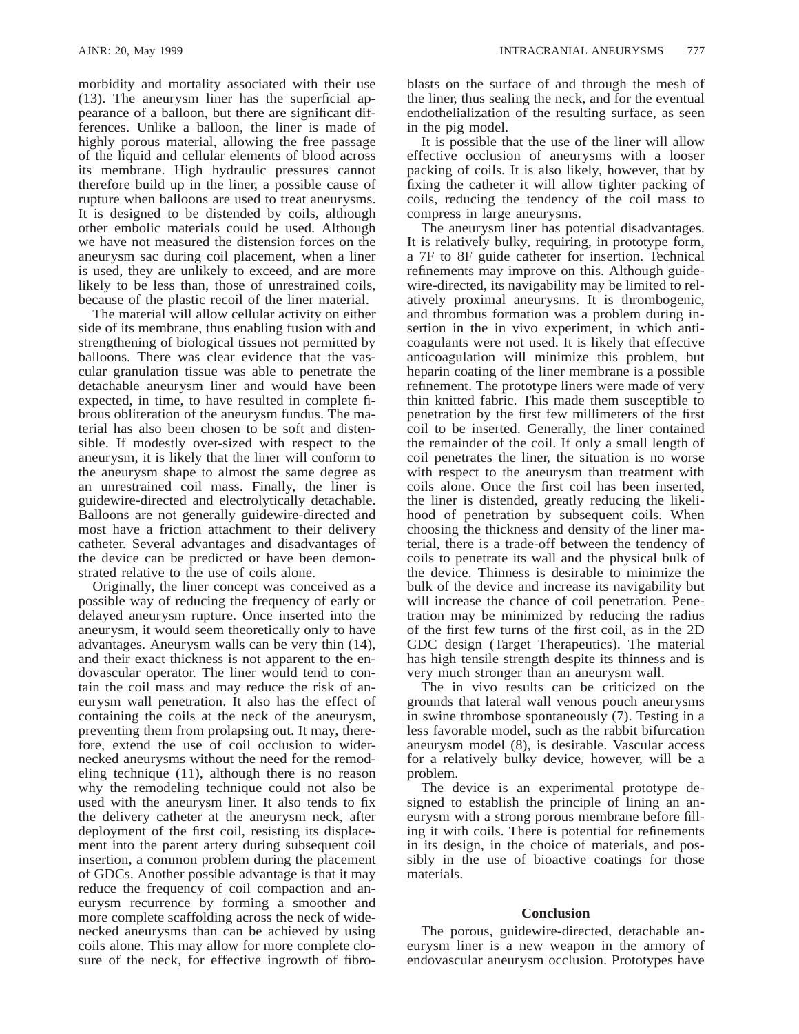morbidity and mortality associated with their use (13). The aneurysm liner has the superficial appearance of a balloon, but there are significant differences. Unlike a balloon, the liner is made of highly porous material, allowing the free passage of the liquid and cellular elements of blood across its membrane. High hydraulic pressures cannot therefore build up in the liner, a possible cause of rupture when balloons are used to treat aneurysms. It is designed to be distended by coils, although other embolic materials could be used. Although we have not measured the distension forces on the aneurysm sac during coil placement, when a liner is used, they are unlikely to exceed, and are more likely to be less than, those of unrestrained coils, because of the plastic recoil of the liner material.

The material will allow cellular activity on either side of its membrane, thus enabling fusion with and strengthening of biological tissues not permitted by balloons. There was clear evidence that the vascular granulation tissue was able to penetrate the detachable aneurysm liner and would have been expected, in time, to have resulted in complete fibrous obliteration of the aneurysm fundus. The material has also been chosen to be soft and distensible. If modestly over-sized with respect to the aneurysm, it is likely that the liner will conform to the aneurysm shape to almost the same degree as an unrestrained coil mass. Finally, the liner is guidewire-directed and electrolytically detachable. Balloons are not generally guidewire-directed and most have a friction attachment to their delivery catheter. Several advantages and disadvantages of the device can be predicted or have been demonstrated relative to the use of coils alone.

Originally, the liner concept was conceived as a possible way of reducing the frequency of early or delayed aneurysm rupture. Once inserted into the aneurysm, it would seem theoretically only to have advantages. Aneurysm walls can be very thin (14), and their exact thickness is not apparent to the endovascular operator. The liner would tend to contain the coil mass and may reduce the risk of aneurysm wall penetration. It also has the effect of containing the coils at the neck of the aneurysm, preventing them from prolapsing out. It may, therefore, extend the use of coil occlusion to wider-necked aneurysms without the need for the remodeling technique (11), although there is no reason why the remodeling technique could not also be used with the aneurysm liner. It also tends to fix the delivery catheter at the aneurysm neck, after deployment of the first coil, resisting its displacement into the parent artery during subsequent coil insertion, a common problem during the placement of GDCs. Another possible advantage is that it may reduce the frequency of coil compaction and aneurysm recurrence by forming a smoother and more complete scaffolding across the neck of wide-necked aneurysms than can be achieved by using coils alone. This may allow for more complete closure of the neck, for effective ingrowth of fibroblasts on the surface of and through the mesh of the liner, thus sealing the neck, and for the eventual endothelialization of the resulting surface, as seen in the pig model.

It is possible that the use of the liner will allow effective occlusion of aneurysms with a looser packing of coils. It is also likely, however, that by fixing the catheter it will allow tighter packing of coils, reducing the tendency of the coil mass to compress in large aneurysms.

The aneurysm liner has potential disadvantages. It is relatively bulky, requiring, in prototype form, a 7F to 8F guide catheter for insertion. Technical refinements may improve on this. Although guidewire-directed, its navigability may be limited to relatively proximal aneurysms. It is thrombogenic, and thrombus formation was a problem during insertion in the in vivo experiment, in which anticoagulants were not used. It is likely that effective anticoagulation will minimize this problem, but heparin coating of the liner membrane is a possible refinement. The prototype liners were made of very thin knitted fabric. This made them susceptible to penetration by the first few millimeters of the first coil to be inserted. Generally, the liner contained the remainder of the coil. If only a small length of coil penetrates the liner, the situation is no worse with respect to the aneurysm than treatment with coils alone. Once the first coil has been inserted, the liner is distended, greatly reducing the likelihood of penetration by subsequent coils. When choosing the thickness and density of the liner material, there is a trade-off between the tendency of coils to penetrate its wall and the physical bulk of the device. Thinness is desirable to minimize the bulk of the device and increase its navigability but will increase the chance of coil penetration. Penetration may be minimized by reducing the radius of the first few turns of the first coil, as in the 2D GDC design (Target Therapeutics). The material has high tensile strength despite its thinness and is very much stronger than an aneurysm wall.

The in vivo results can be criticized on the grounds that lateral wall venous pouch aneurysms in swine thrombose spontaneously (7). Testing in a less favorable model, such as the rabbit bifurcation aneurysm model (8), is desirable. Vascular access for a relatively bulky device, however, will be a problem.

The device is an experimental prototype designed to establish the principle of lining an aneurysm with a strong porous membrane before filling it with coils. There is potential for refinements in its design, in the choice of materials, and possibly in the use of bioactive coatings for those materials.

## Conclusion

The porous, guidewire-directed, detachable aneurysm liner is a new weapon in the armory of endovascular aneurysm occlusion. Prototypes have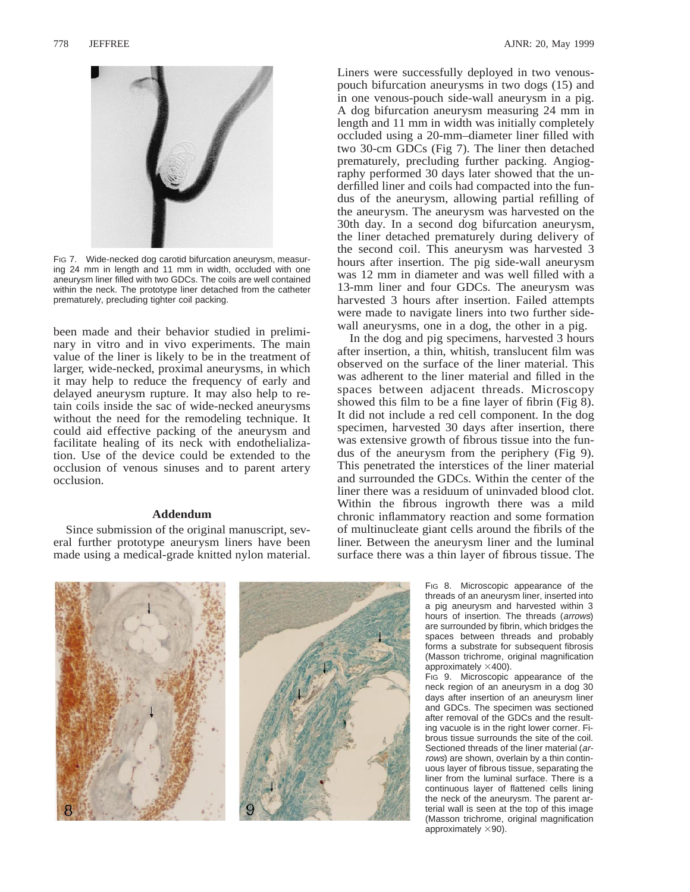FIG 7. Wide-necked dog carotid bifurcation aneurysm, measuring 24 mm in length and 11 mm in width, occluded with one aneurysm liner filled with two GDCs. The coils are well contained within the neck. The prototype liner detached from the catheter prematurely, precluding tighter coil packing.

been made and their behavior studied in preliminary in vitro and in vivo experiments. The main value of the liner is likely to be in the treatment of larger, wide-necked, proximal aneurysms, in which it may help to reduce the frequency of early and delayed aneurysm rupture. It may also help to retain coils inside the sac of wide-necked aneurysms without the need for the remodeling technique. It could aid effective packing of the aneurysm and facilitate healing of its neck with endothelialization. Use of the device could be extended to the occlusion of venous sinuses and to parent artery occlusion.

## Addendum

Since submission of the original manuscript, several further prototype aneurysm liners have been made using a medical-grade knitted nylon material. Liners were successfully deployed in two venous-pouch bifurcation aneurysms in two dogs (15) and in one venous-pouch side-wall aneurysm in a pig. A dog bifurcation aneurysm measuring 24 mm in length and 11 mm in width was initially completely occluded using a 20-mm–diameter liner filled with two 30-cm GDCs (Fig 7). The liner then detached prematurely, precluding further packing. Angiography performed 30 days later showed that the underfilled liner and coils had compacted into the fundus of the aneurysm, allowing partial refilling of the aneurysm. The aneurysm was harvested on the 30th day. In a second dog bifurcation aneurysm, the liner detached prematurely during delivery of the second coil. This aneurysm was harvested 3 hours after insertion. The pig side-wall aneurysm was 12 mm in diameter and was well filled with a 13-mm liner and four GDCs. The aneurysm was harvested 3 hours after insertion. Failed attempts were made to navigate liners into two further side-wall aneurysms, one in a dog, the other in a pig.

In the dog and pig specimens, harvested 3 hours after insertion, a thin, whitish, translucent film was observed on the surface of the liner material. This was adherent to the liner material and filled in the spaces between adjacent threads. Microscopy showed this film to be a fine layer of fibrin (Fig 8). It did not include a red cell component. In the dog specimen, harvested 30 days after insertion, there was extensive growth of fibrous tissue into the fundus of the aneurysm from the periphery (Fig 9). This penetrated the interstices of the liner material and surrounded the GDCs. Within the center of the liner there was a residuum of uninvaded blood clot. Within the fibrous ingrowth there was a mild chronic inflammatory reaction and some formation of multinucleate giant cells around the fibrils of the liner. Between the aneurysm liner and the luminal surface there was a thin layer of fibrous tissue. The

FIG 8. Microscopic appearance of the threads of an aneurysm liner, inserted into a pig aneurysm and harvested within 3 hours of insertion. The threads (*arrows*) are surrounded by fibrin, which bridges the spaces between threads and probably forms a substrate for subsequent fibrosis (Masson trichrome, original magnification approximately ×400).

FIG 9. Microscopic appearance of the neck region of an aneurysm in a dog 30 days after insertion of an aneurysm liner and GDCs. The specimen was sectioned after removal of the GDCs and the resulting vacuole is in the right lower corner. Fibrous tissue surrounds the site of the coil. Sectioned threads of the liner material (*arrows*) are shown, overlain by a thin continuous layer of fibrous tissue, separating the liner from the luminal surface. There is a continuous layer of flattened cells lining the neck of the aneurysm. The parent arterial wall is seen at the top of this image (Masson trichrome, original magnification approximately ×90).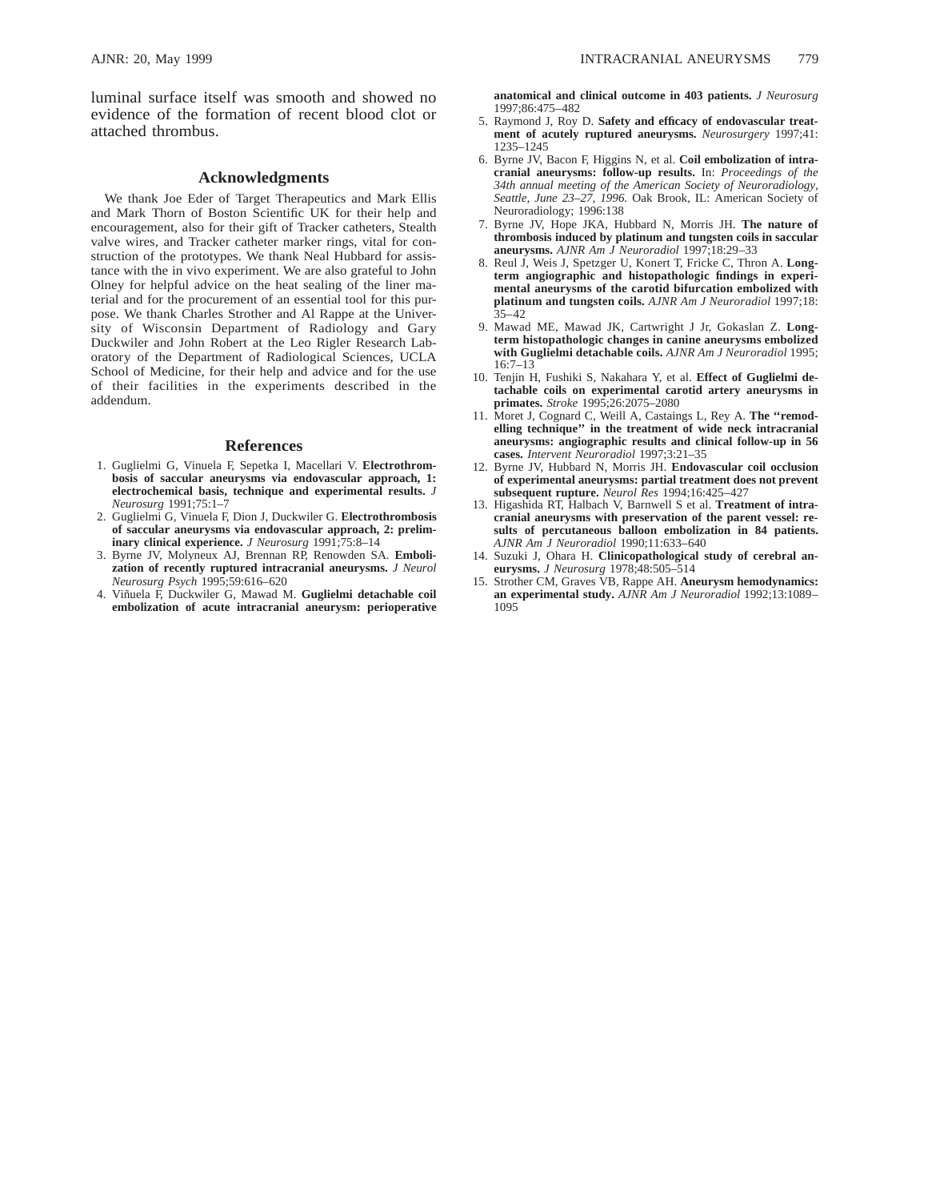luminal surface itself was smooth and showed no evidence of the formation of recent blood clot or attached thrombus.

## Acknowledgments

We thank Joe Eder of Target Therapeutics and Mark Ellis and Mark Thorn of Boston Scientific UK for their help and encouragement, also for their gift of Tracker catheters, Stealth valve wires, and Tracker catheter marker rings, vital for construction of the prototypes. We thank Neal Hubbard for assistance with the in vivo experiment. We are also grateful to John Olney for helpful advice on the heat sealing of the liner material and for the procurement of an essential tool for this purpose. We thank Charles Strother and Al Rappe at the University of Wisconsin Department of Radiology and Gary Duckwiler and John Robert at the Leo Rigler Research Laboratory of the Department of Radiological Sciences, UCLA School of Medicine, for their help and advice and for the use of their facilities in the experiments described in the addendum.

## References

1. Guglielmi G, Vinuela F, Sepetka I, Macellari V. **Electrothrombosis of saccular aneurysms via endovascular approach, 1: electrochemical basis, technique and experimental results.** *J Neurosurg* 1991;75:1–7
2. Guglielmi G, Vinuela F, Dion J, Duckwiler G. **Electrothrombosis of saccular aneurysms via endovascular approach, 2: preliminary clinical experience.** *J Neurosurg* 1991;75:8–14
3. Byrne JV, Molyneux AJ, Brennan RP, Renowden SA. **Embolization of recently ruptured intracranial aneurysms.** *J Neurol Neurosurg Psych* 1995;59:616–620
4. Viñuela F, Duckwiler G, Mawad M. **Guglielmi detachable coil embolization of acute intracranial aneurysm: perioperative anatomical and clinical outcome in 403 patients.** *J Neurosurg* 1997;86:475–482
5. Raymond J, Roy D. **Safety and efficacy of endovascular treatment of acutely ruptured aneurysms.** *Neurosurgery* 1997;41:1235–1245
6. Byrne JV, Bacon F, Higgins N, et al. **Coil embolization of intracranial aneurysms: follow-up results.** In: *Proceedings of the 34th annual meeting of the American Society of Neuroradiology, Seattle, June 23–27, 1996.* Oak Brook, IL: American Society of Neuroradiology; 1996:138
7. Byrne JV, Hope JKA, Hubbard N, Morris JH. **The nature of thrombosis induced by platinum and tungsten coils in saccular aneurysms.** *AJNR Am J Neuroradiol* 1997;18:29–33
8. Reul J, Weis J, Spetzger U, Konert T, Fricke C, Thron A. **Long-term angiographic and histopathologic findings in experimental aneurysms of the carotid bifurcation embolized with platinum and tungsten coils.** *AJNR Am J Neuroradiol* 1997;18:35–42
9. Mawad ME, Mawad JK, Cartwright J Jr, Gokaslan Z. **Long-term histopathologic changes in canine aneurysms embolized with Guglielmi detachable coils.** *AJNR Am J Neuroradiol* 1995;16:7–13
10. Tenjin H, Fushiki S, Nakahara Y, et al. **Effect of Guglielmi detachable coils on experimental carotid artery aneurysms in primates.** *Stroke* 1995;26:2075–2080
11. Moret J, Cognard C, Weill A, Castaings L, Rey A. **The "remodelling technique" in the treatment of wide neck intracranial aneurysms: angiographic results and clinical follow-up in 56 cases.** *Intervent Neuroradiol* 1997;3:21–35
12. Byrne JV, Hubbard N, Morris JH. **Endovascular coil occlusion of experimental aneurysms: partial treatment does not prevent subsequent rupture.** *Neurol Res* 1994;16:425–427
13. Higashida RT, Halbach V, Barnwell S et al. **Treatment of intracranial aneurysms with preservation of the parent vessel: results of percutaneous balloon embolization in 84 patients.** *AJNR Am J Neuroradiol* 1990;11:633–640
14. Suzuki J, Ohara H. **Clinicopathological study of cerebral aneurysms.** *J Neurosurg* 1978;48:505–514
15. Strother CM, Graves VB, Rappe AH. **Aneurysm hemodynamics: an experimental study.** *AJNR Am J Neuroradiol* 1992;13:1089–1095